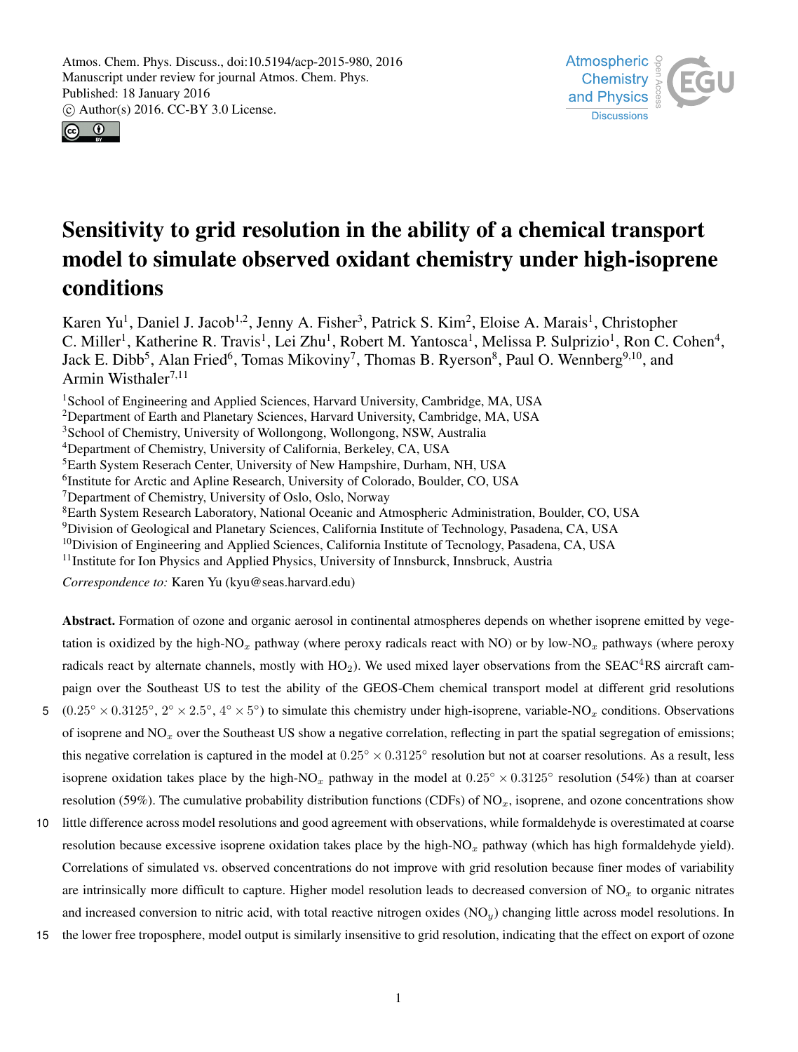# Sensitivity to grid resolution in the ability of a chemical transport model to simulate observed oxidant chemistry under high-isoprene conditions

Karen Yu[1], Daniel J. Jacob[1,2], Jenny A. Fisher[3], Patrick S. Kim[2], Eloise A. Marais[1], Christopher C. Miller[1], Katherine R. Travis[1], Lei Zhu[1], Robert M. Yantosca[1], Melissa P. Sulprizio[1], Ron C. Cohen[4], Jack E. Dibb[5], Alan Fried[6], Tomas Mikoviny[7], Thomas B. Ryerson[8], Paul O. Wennberg[9,10], and Armin Wisthaler[7,11]

[1]School of Engineering and Applied Sciences, Harvard University, Cambridge, MA, USA
[2]Department of Earth and Planetary Sciences, Harvard University, Cambridge, MA, USA
[3]School of Chemistry, University of Wollongong, Wollongong, NSW, Australia
[4]Department of Chemistry, University of California, Berkeley, CA, USA
[5]Earth System Reserach Center, University of New Hampshire, Durham, NH, USA
[6]Institute for Arctic and Apline Research, University of Colorado, Boulder, CO, USA
[7]Department of Chemistry, University of Oslo, Oslo, Norway
[8]Earth System Research Laboratory, National Oceanic and Atmospheric Administration, Boulder, CO, USA
[9]Division of Geological and Planetary Sciences, California Institute of Technology, Pasadena, CA, USA
[10]Division of Engineering and Applied Sciences, California Institute of Tecnology, Pasadena, CA, USA
[11]Institute for Ion Physics and Applied Physics, University of Innsburck, Innsbruck, Austria

*Correspondence to:* Karen Yu (kyu@seas.harvard.edu)

**Abstract.** Formation of ozone and organic aerosol in continental atmospheres depends on whether isoprene emitted by vegetation is oxidized by the high-$NO_x$ pathway (where peroxy radicals react with NO) or by low-$NO_x$ pathways (where peroxy radicals react by alternate channels, mostly with $HO_2$). We used mixed layer observations from the SEAC$^4$RS aircraft campaign over the Southeast US to test the ability of the GEOS-Chem chemical transport model at different grid resolutions ($0.25° \times 0.3125°$, $2° \times 2.5°$, $4° \times 5°$) to simulate this chemistry under high-isoprene, variable-$NO_x$ conditions. Observations of isoprene and $NO_x$ over the Southeast US show a negative correlation, reflecting in part the spatial segregation of emissions; this negative correlation is captured in the model at $0.25° \times 0.3125°$ resolution but not at coarser resolutions. As a result, less isoprene oxidation takes place by the high-$NO_x$ pathway in the model at $0.25° \times 0.3125°$ resolution (54%) than at coarser resolution (59%). The cumulative probability distribution functions (CDFs) of $NO_x$, isoprene, and ozone concentrations show little difference across model resolutions and good agreement with observations, while formaldehyde is overestimated at coarse resolution because excessive isoprene oxidation takes place by the high-$NO_x$ pathway (which has high formaldehyde yield). Correlations of simulated vs. observed concentrations do not improve with grid resolution because finer modes of variability are intrinsically more difficult to capture. Higher model resolution leads to decreased conversion of $NO_x$ to organic nitrates and increased conversion to nitric acid, with total reactive nitrogen oxides ($NO_y$) changing little across model resolutions. In the lower free troposphere, model output is similarly insensitive to grid resolution, indicating that the effect on export of ozone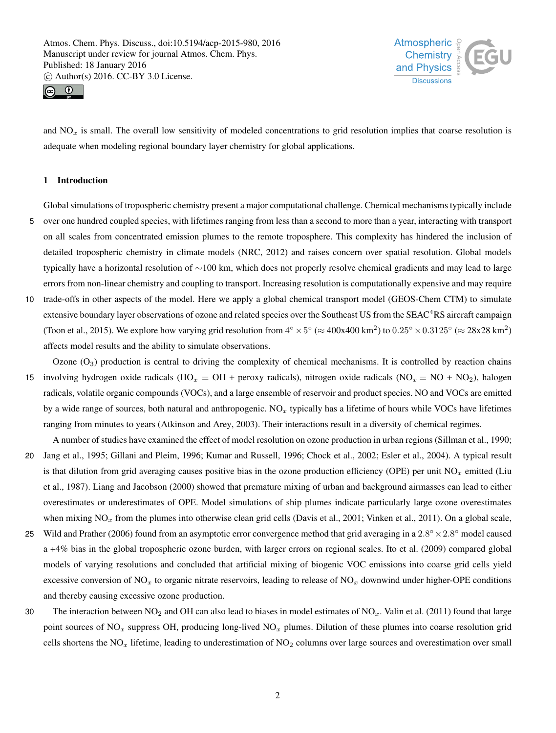and $NO_x$ is small. The overall low sensitivity of modeled concentrations to grid resolution implies that coarse resolution is adequate when modeling regional boundary layer chemistry for global applications.

## 1 Introduction

Global simulations of tropospheric chemistry present a major computational challenge. Chemical mechanisms typically include over one hundred coupled species, with lifetimes ranging from less than a second to more than a year, interacting with transport on all scales from concentrated emission plumes to the remote troposphere. This complexity has hindered the inclusion of detailed tropospheric chemistry in climate models (NRC, 2012) and raises concern over spatial resolution. Global models typically have a horizontal resolution of ∼100 km, which does not properly resolve chemical gradients and may lead to large errors from non-linear chemistry and coupling to transport. Increasing resolution is computationally expensive and may require trade-offs in other aspects of the model. Here we apply a global chemical transport model (GEOS-Chem CTM) to simulate extensive boundary layer observations of ozone and related species over the Southeast US from the SEAC$^4$RS aircraft campaign (Toon et al., 2015). We explore how varying grid resolution from $4^\circ \times 5^\circ$ ($\approx$ 400x400 km$^2$) to $0.25^\circ \times 0.3125^\circ$ ($\approx$ 28x28 km$^2$) affects model results and the ability to simulate observations.

Ozone ($O_3$) production is central to driving the complexity of chemical mechanisms. It is controlled by reaction chains involving hydrogen oxide radicals ($HO_x \equiv$ OH + peroxy radicals), nitrogen oxide radicals ($NO_x \equiv$ NO + $NO_2$), halogen radicals, volatile organic compounds (VOCs), and a large ensemble of reservoir and product species. NO and VOCs are emitted by a wide range of sources, both natural and anthropogenic. $NO_x$ typically has a lifetime of hours while VOCs have lifetimes ranging from minutes to years (Atkinson and Arey, 2003). Their interactions result in a diversity of chemical regimes.

A number of studies have examined the effect of model resolution on ozone production in urban regions (Sillman et al., 1990; Jang et al., 1995; Gillani and Pleim, 1996; Kumar and Russell, 1996; Chock et al., 2002; Esler et al., 2004). A typical result is that dilution from grid averaging causes positive bias in the ozone production efficiency (OPE) per unit $NO_x$ emitted (Liu et al., 1987). Liang and Jacobson (2000) showed that premature mixing of urban and background airmasses can lead to either overestimates or underestimates of OPE. Model simulations of ship plumes indicate particularly large ozone overestimates when mixing $NO_x$ from the plumes into otherwise clean grid cells (Davis et al., 2001; Vinken et al., 2011). On a global scale, Wild and Prather (2006) found from an asymptotic error convergence method that grid averaging in a $2.8^\circ \times 2.8^\circ$ model caused a +4% bias in the global tropospheric ozone burden, with larger errors on regional scales. Ito et al. (2009) compared global models of varying resolutions and concluded that artificial mixing of biogenic VOC emissions into coarse grid cells yield excessive conversion of $NO_x$ to organic nitrate reservoirs, leading to release of $NO_x$ downwind under higher-OPE conditions and thereby causing excessive ozone production.

The interaction between $NO_2$ and OH can also lead to biases in model estimates of $NO_x$. Valin et al. (2011) found that large point sources of $NO_x$ suppress OH, producing long-lived $NO_x$ plumes. Dilution of these plumes into coarse resolution grid cells shortens the $NO_x$ lifetime, leading to underestimation of $NO_2$ columns over large sources and overestimation over small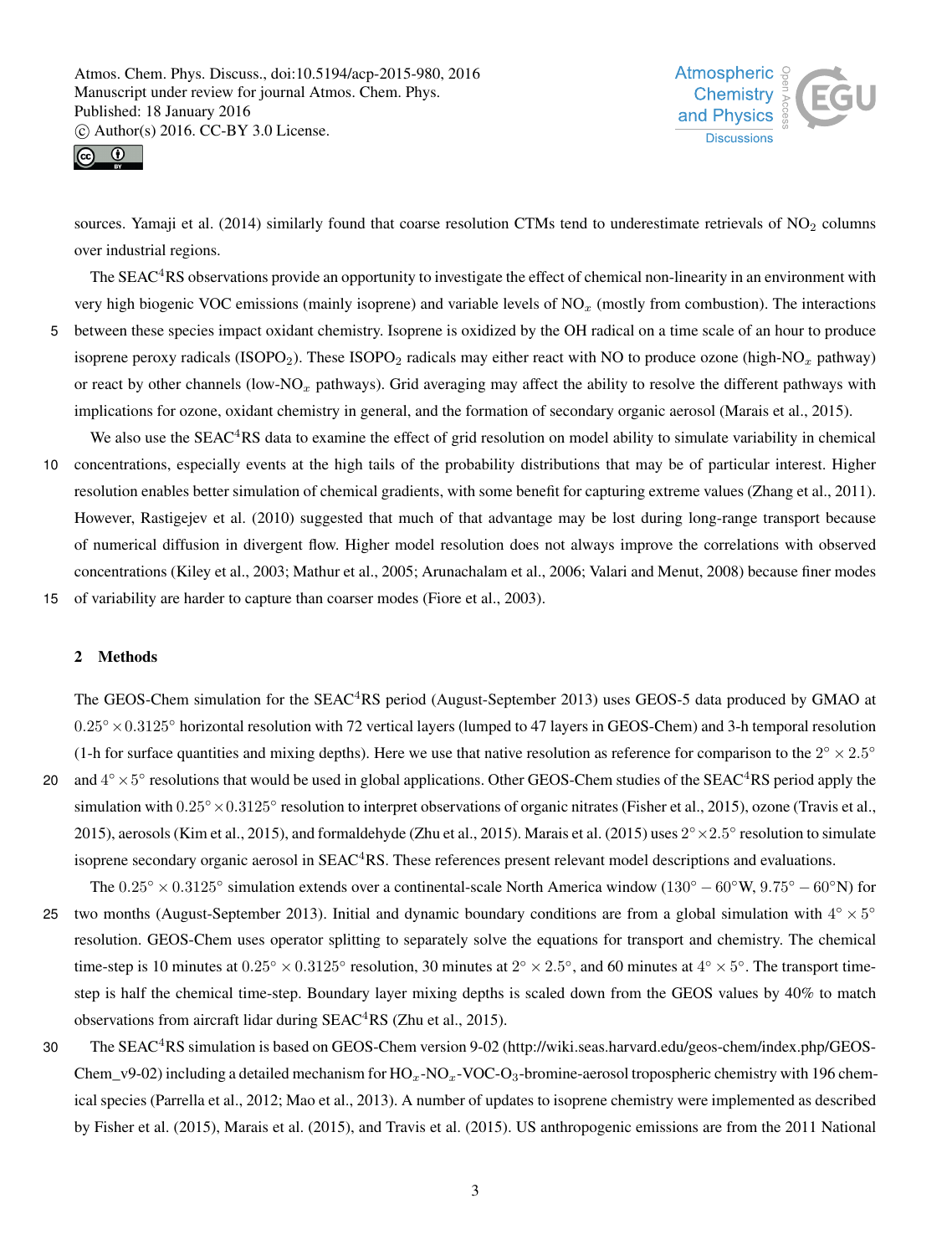sources. Yamaji et al. (2014) similarly found that coarse resolution CTMs tend to underestimate retrievals of $NO_2$ columns over industrial regions.

The SEAC$^4$RS observations provide an opportunity to investigate the effect of chemical non-linearity in an environment with very high biogenic VOC emissions (mainly isoprene) and variable levels of $NO_x$ (mostly from combustion). The interactions between these species impact oxidant chemistry. Isoprene is oxidized by the OH radical on a time scale of an hour to produce isoprene peroxy radicals ($ISOPO_2$). These $ISOPO_2$ radicals may either react with NO to produce ozone (high-$NO_x$ pathway) or react by other channels (low-$NO_x$ pathways). Grid averaging may affect the ability to resolve the different pathways with implications for ozone, oxidant chemistry in general, and the formation of secondary organic aerosol (Marais et al., 2015).

We also use the SEAC$^4$RS data to examine the effect of grid resolution on model ability to simulate variability in chemical concentrations, especially events at the high tails of the probability distributions that may be of particular interest. Higher resolution enables better simulation of chemical gradients, with some benefit for capturing extreme values (Zhang et al., 2011). However, Rastigejev et al. (2010) suggested that much of that advantage may be lost during long-range transport because of numerical diffusion in divergent flow. Higher model resolution does not always improve the correlations with observed concentrations (Kiley et al., 2003; Mathur et al., 2005; Arunachalam et al., 2006; Valari and Menut, 2008) because finer modes of variability are harder to capture than coarser modes (Fiore et al., 2003).

## 2 Methods

The GEOS-Chem simulation for the SEAC$^4$RS period (August-September 2013) uses GEOS-5 data produced by GMAO at $0.25° \times 0.3125°$ horizontal resolution with 72 vertical layers (lumped to 47 layers in GEOS-Chem) and 3-h temporal resolution (1-h for surface quantities and mixing depths). Here we use that native resolution as reference for comparison to the $2° \times 2.5°$ and $4° \times 5°$ resolutions that would be used in global applications. Other GEOS-Chem studies of the SEAC$^4$RS period apply the simulation with $0.25° \times 0.3125°$ resolution to interpret observations of organic nitrates (Fisher et al., 2015), ozone (Travis et al., 2015), aerosols (Kim et al., 2015), and formaldehyde (Zhu et al., 2015). Marais et al. (2015) uses $2° \times 2.5°$ resolution to simulate isoprene secondary organic aerosol in SEAC$^4$RS. These references present relevant model descriptions and evaluations.

The $0.25° \times 0.3125°$ simulation extends over a continental-scale North America window ($130° - 60°$W, $9.75° - 60°$N) for two months (August-September 2013). Initial and dynamic boundary conditions are from a global simulation with $4° \times 5°$ resolution. GEOS-Chem uses operator splitting to separately solve the equations for transport and chemistry. The chemical time-step is 10 minutes at $0.25° \times 0.3125°$ resolution, 30 minutes at $2° \times 2.5°$, and 60 minutes at $4° \times 5°$. The transport time-step is half the chemical time-step. Boundary layer mixing depths is scaled down from the GEOS values by 40% to match observations from aircraft lidar during SEAC$^4$RS (Zhu et al., 2015).

The SEAC$^4$RS simulation is based on GEOS-Chem version 9-02 (http://wiki.seas.harvard.edu/geos-chem/index.php/GEOS-Chem_v9-02) including a detailed mechanism for $HO_x$-$NO_x$-VOC-$O_3$-bromine-aerosol tropospheric chemistry with 196 chemical species (Parrella et al., 2012; Mao et al., 2013). A number of updates to isoprene chemistry were implemented as described by Fisher et al. (2015), Marais et al. (2015), and Travis et al. (2015). US anthropogenic emissions are from the 2011 National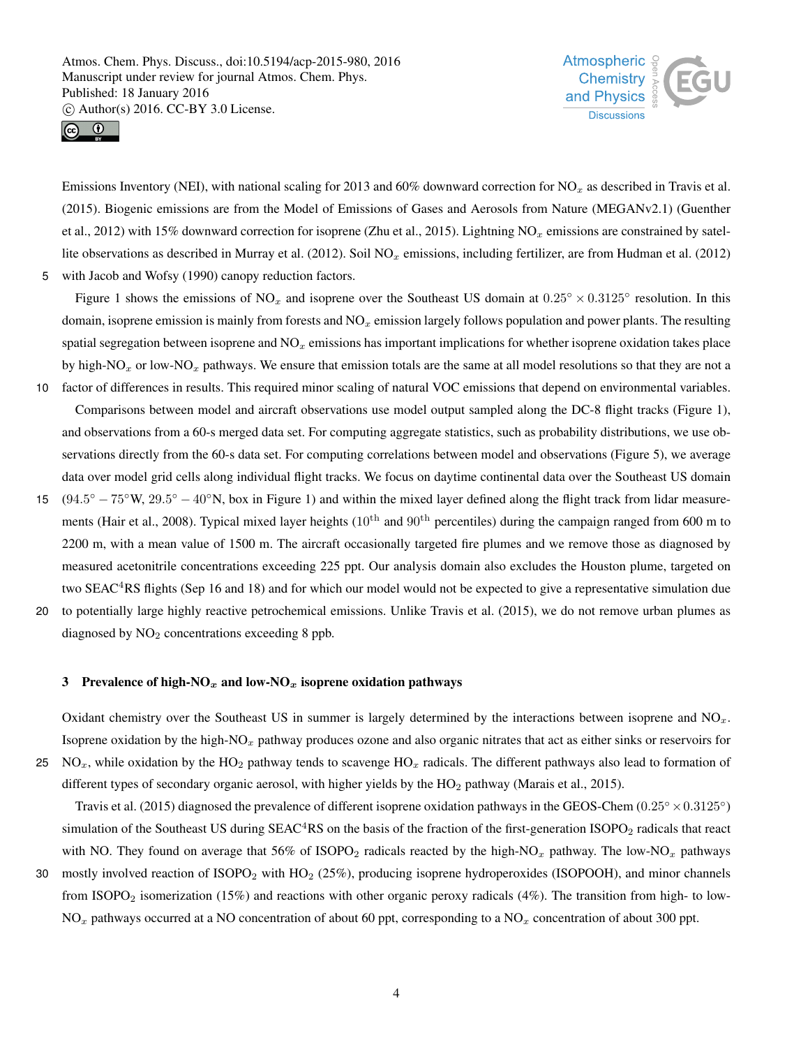Emissions Inventory (NEI), with national scaling for 2013 and 60% downward correction for $NO_x$ as described in Travis et al. (2015). Biogenic emissions are from the Model of Emissions of Gases and Aerosols from Nature (MEGANv2.1) (Guenther et al., 2012) with 15% downward correction for isoprene (Zhu et al., 2015). Lightning $NO_x$ emissions are constrained by satellite observations as described in Murray et al. (2012). Soil $NO_x$ emissions, including fertilizer, are from Hudman et al. (2012) with Jacob and Wofsy (1990) canopy reduction factors.

Figure 1 shows the emissions of $NO_x$ and isoprene over the Southeast US domain at $0.25° \times 0.3125°$ resolution. In this domain, isoprene emission is mainly from forests and $NO_x$ emission largely follows population and power plants. The resulting spatial segregation between isoprene and $NO_x$ emissions has important implications for whether isoprene oxidation takes place by high-$NO_x$ or low-$NO_x$ pathways. We ensure that emission totals are the same at all model resolutions so that they are not a factor of differences in results. This required minor scaling of natural VOC emissions that depend on environmental variables.

Comparisons between model and aircraft observations use model output sampled along the DC-8 flight tracks (Figure 1), and observations from a 60-s merged data set. For computing aggregate statistics, such as probability distributions, we use observations directly from the 60-s data set. For computing correlations between model and observations (Figure 5), we average data over model grid cells along individual flight tracks. We focus on daytime continental data over the Southeast US domain ($94.5° - 75°$W, $29.5° - 40°$N, box in Figure 1) and within the mixed layer defined along the flight track from lidar measurements (Hair et al., 2008). Typical mixed layer heights ($10^{\text{th}}$ and $90^{\text{th}}$ percentiles) during the campaign ranged from 600 m to 2200 m, with a mean value of 1500 m. The aircraft occasionally targeted fire plumes and we remove those as diagnosed by measured acetonitrile concentrations exceeding 225 ppt. Our analysis domain also excludes the Houston plume, targeted on two SEAC$^4$RS flights (Sep 16 and 18) and for which our model would not be expected to give a representative simulation due to potentially large highly reactive petrochemical emissions. Unlike Travis et al. (2015), we do not remove urban plumes as diagnosed by $NO_2$ concentrations exceeding 8 ppb.

## 3 Prevalence of high-$NO_x$ and low-$NO_x$ isoprene oxidation pathways

Oxidant chemistry over the Southeast US in summer is largely determined by the interactions between isoprene and $NO_x$. Isoprene oxidation by the high-$NO_x$ pathway produces ozone and also organic nitrates that act as either sinks or reservoirs for $NO_x$, while oxidation by the $HO_2$ pathway tends to scavenge $HO_x$ radicals. The different pathways also lead to formation of different types of secondary organic aerosol, with higher yields by the $HO_2$ pathway (Marais et al., 2015).

Travis et al. (2015) diagnosed the prevalence of different isoprene oxidation pathways in the GEOS-Chem ($0.25° \times 0.3125°$) simulation of the Southeast US during SEAC$^4$RS on the basis of the fraction of the first-generation $ISOPO_2$ radicals that react with NO. They found on average that 56% of $ISOPO_2$ radicals reacted by the high-$NO_x$ pathway. The low-$NO_x$ pathways mostly involved reaction of $ISOPO_2$ with $HO_2$ (25%), producing isoprene hydroperoxides (ISOPOOH), and minor channels from $ISOPO_2$ isomerization (15%) and reactions with other organic peroxy radicals (4%). The transition from high- to low-$NO_x$ pathways occurred at a NO concentration of about 60 ppt, corresponding to a $NO_x$ concentration of about 300 ppt.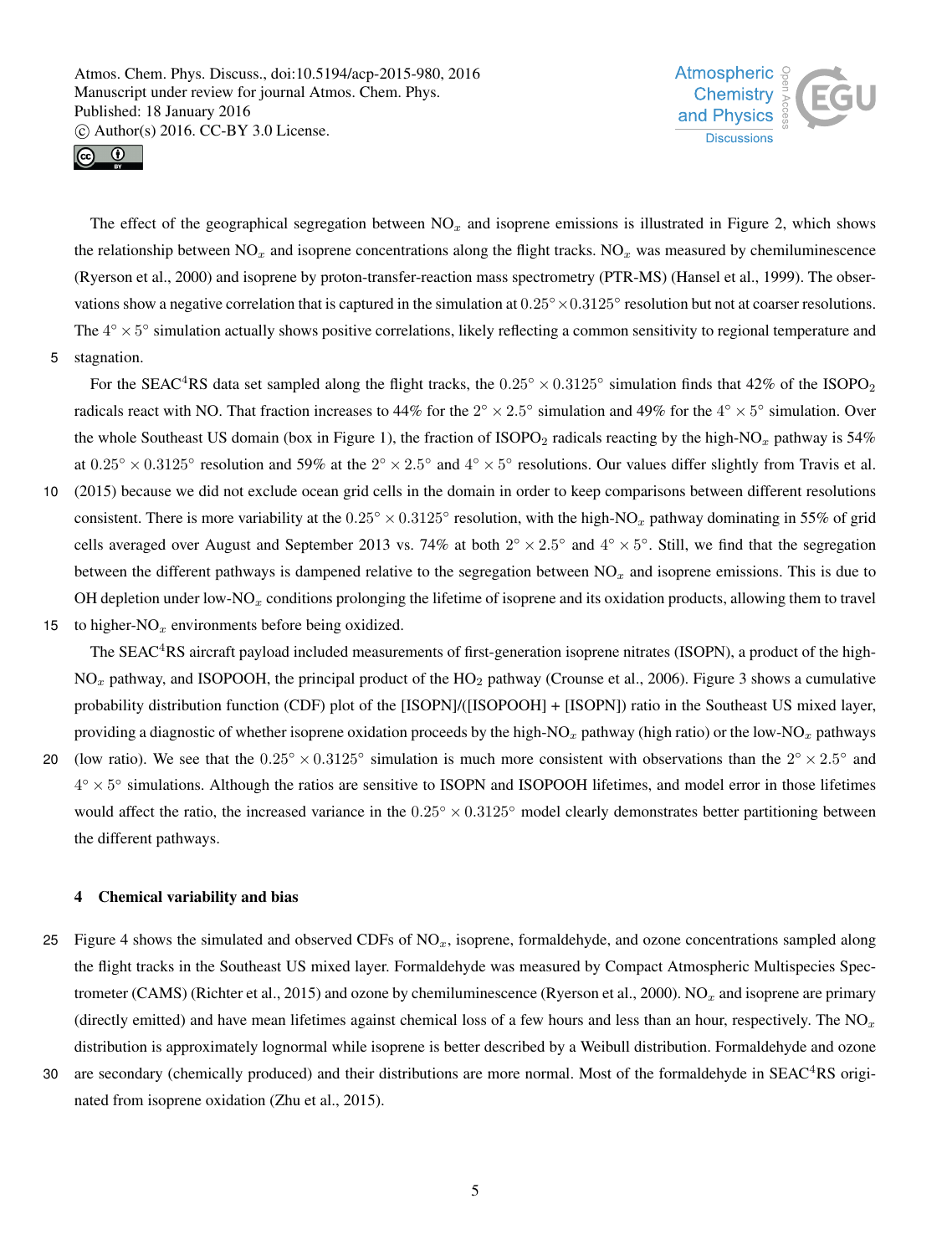The effect of the geographical segregation between $NO_x$ and isoprene emissions is illustrated in Figure 2, which shows the relationship between $NO_x$ and isoprene concentrations along the flight tracks. $NO_x$ was measured by chemiluminescence (Ryerson et al., 2000) and isoprene by proton-transfer-reaction mass spectrometry (PTR-MS) (Hansel et al., 1999). The observations show a negative correlation that is captured in the simulation at $0.25^\circ \times 0.3125^\circ$ resolution but not at coarser resolutions. The $4^\circ \times 5^\circ$ simulation actually shows positive correlations, likely reflecting a common sensitivity to regional temperature and stagnation.

For the SEAC$^4$RS data set sampled along the flight tracks, the $0.25^\circ \times 0.3125^\circ$ simulation finds that 42% of the $ISOPO_2$ radicals react with NO. That fraction increases to 44% for the $2^\circ \times 2.5^\circ$ simulation and 49% for the $4^\circ \times 5^\circ$ simulation. Over the whole Southeast US domain (box in Figure 1), the fraction of $ISOPO_2$ radicals reacting by the high-$NO_x$ pathway is 54% at $0.25^\circ \times 0.3125^\circ$ resolution and 59% at the $2^\circ \times 2.5^\circ$ and $4^\circ \times 5^\circ$ resolutions. Our values differ slightly from Travis et al. (2015) because we did not exclude ocean grid cells in the domain in order to keep comparisons between different resolutions consistent. There is more variability at the $0.25^\circ \times 0.3125^\circ$ resolution, with the high-$NO_x$ pathway dominating in 55% of grid cells averaged over August and September 2013 vs. 74% at both $2^\circ \times 2.5^\circ$ and $4^\circ \times 5^\circ$. Still, we find that the segregation between the different pathways is dampened relative to the segregation between $NO_x$ and isoprene emissions. This is due to OH depletion under low-$NO_x$ conditions prolonging the lifetime of isoprene and its oxidation products, allowing them to travel to higher-$NO_x$ environments before being oxidized.

The SEAC$^4$RS aircraft payload included measurements of first-generation isoprene nitrates (ISOPN), a product of the high-$NO_x$ pathway, and ISOPOOH, the principal product of the $HO_2$ pathway (Crounse et al., 2006). Figure 3 shows a cumulative probability distribution function (CDF) plot of the [ISOPN]/([ISOPOOH] + [ISOPN]) ratio in the Southeast US mixed layer, providing a diagnostic of whether isoprene oxidation proceeds by the high-$NO_x$ pathway (high ratio) or the low-$NO_x$ pathways (low ratio). We see that the $0.25^\circ \times 0.3125^\circ$ simulation is much more consistent with observations than the $2^\circ \times 2.5^\circ$ and $4^\circ \times 5^\circ$ simulations. Although the ratios are sensitive to ISOPN and ISOPOOH lifetimes, and model error in those lifetimes would affect the ratio, the increased variance in the $0.25^\circ \times 0.3125^\circ$ model clearly demonstrates better partitioning between the different pathways.

## 4 Chemical variability and bias

Figure 4 shows the simulated and observed CDFs of $NO_x$, isoprene, formaldehyde, and ozone concentrations sampled along the flight tracks in the Southeast US mixed layer. Formaldehyde was measured by Compact Atmospheric Multispecies Spectrometer (CAMS) (Richter et al., 2015) and ozone by chemiluminescence (Ryerson et al., 2000). $NO_x$ and isoprene are primary (directly emitted) and have mean lifetimes against chemical loss of a few hours and less than an hour, respectively. The $NO_x$ distribution is approximately lognormal while isoprene is better described by a Weibull distribution. Formaldehyde and ozone are secondary (chemically produced) and their distributions are more normal. Most of the formaldehyde in SEAC$^4$RS originated from isoprene oxidation (Zhu et al., 2015).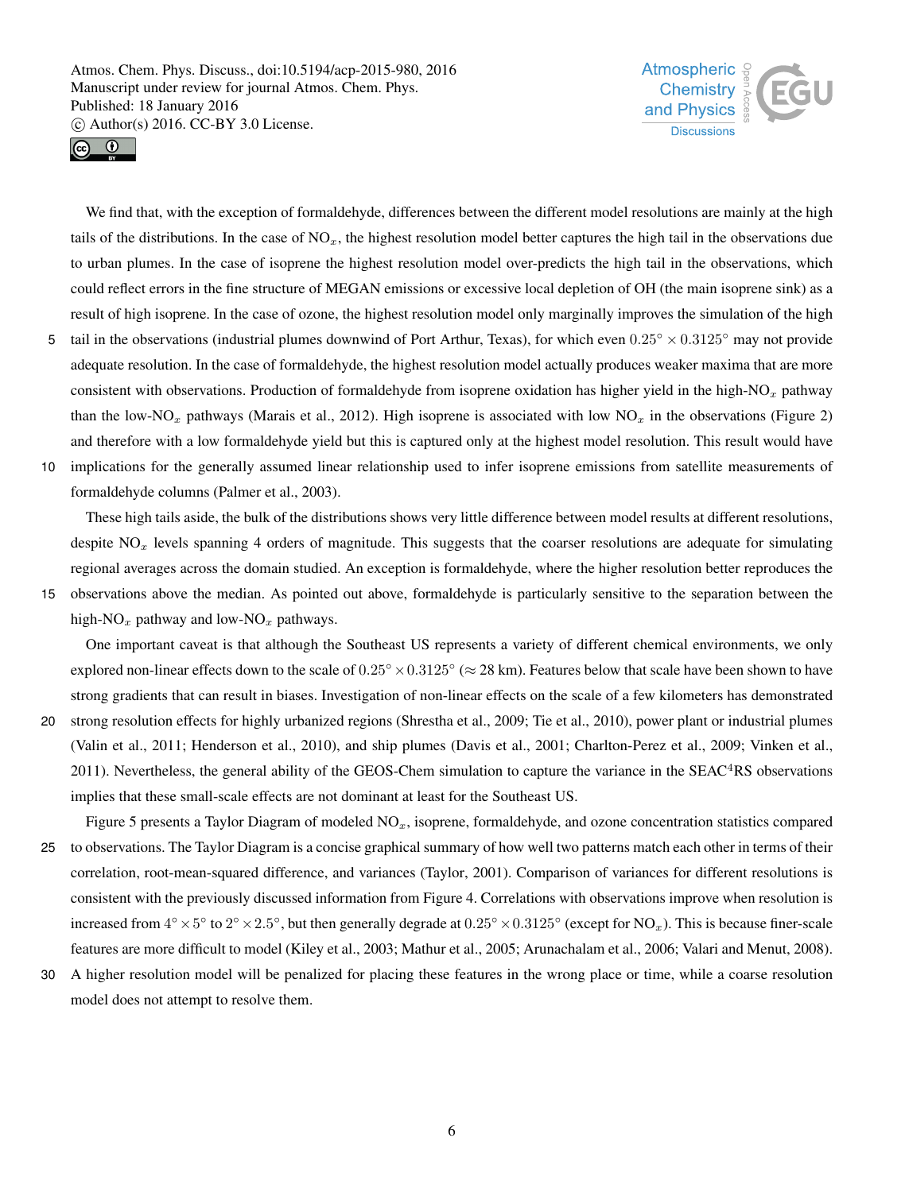We find that, with the exception of formaldehyde, differences between the different model resolutions are mainly at the high tails of the distributions. In the case of $NO_x$, the highest resolution model better captures the high tail in the observations due to urban plumes. In the case of isoprene the highest resolution model over-predicts the high tail in the observations, which could reflect errors in the fine structure of MEGAN emissions or excessive local depletion of OH (the main isoprene sink) as a result of high isoprene. In the case of ozone, the highest resolution model only marginally improves the simulation of the high tail in the observations (industrial plumes downwind of Port Arthur, Texas), for which even $0.25° \times 0.3125°$ may not provide adequate resolution. In the case of formaldehyde, the highest resolution model actually produces weaker maxima that are more consistent with observations. Production of formaldehyde from isoprene oxidation has higher yield in the high-$NO_x$ pathway than the low-$NO_x$ pathways (Marais et al., 2012). High isoprene is associated with low $NO_x$ in the observations (Figure 2) and therefore with a low formaldehyde yield but this is captured only at the highest model resolution. This result would have implications for the generally assumed linear relationship used to infer isoprene emissions from satellite measurements of formaldehyde columns (Palmer et al., 2003).

These high tails aside, the bulk of the distributions shows very little difference between model results at different resolutions, despite $NO_x$ levels spanning 4 orders of magnitude. This suggests that the coarser resolutions are adequate for simulating regional averages across the domain studied. An exception is formaldehyde, where the higher resolution better reproduces the observations above the median. As pointed out above, formaldehyde is particularly sensitive to the separation between the high-$NO_x$ pathway and low-$NO_x$ pathways.

One important caveat is that although the Southeast US represents a variety of different chemical environments, we only explored non-linear effects down to the scale of $0.25° \times 0.3125°$ ($\approx$ 28 km). Features below that scale have been shown to have strong gradients that can result in biases. Investigation of non-linear effects on the scale of a few kilometers has demonstrated strong resolution effects for highly urbanized regions (Shrestha et al., 2009; Tie et al., 2010), power plant or industrial plumes (Valin et al., 2011; Henderson et al., 2010), and ship plumes (Davis et al., 2001; Charlton-Perez et al., 2009; Vinken et al., 2011). Nevertheless, the general ability of the GEOS-Chem simulation to capture the variance in the SEAC$^4$RS observations implies that these small-scale effects are not dominant at least for the Southeast US.

Figure 5 presents a Taylor Diagram of modeled $NO_x$, isoprene, formaldehyde, and ozone concentration statistics compared to observations. The Taylor Diagram is a concise graphical summary of how well two patterns match each other in terms of their correlation, root-mean-squared difference, and variances (Taylor, 2001). Comparison of variances for different resolutions is consistent with the previously discussed information from Figure 4. Correlations with observations improve when resolution is increased from $4° \times 5°$ to $2° \times 2.5°$, but then generally degrade at $0.25° \times 0.3125°$ (except for $NO_x$). This is because finer-scale features are more difficult to model (Kiley et al., 2003; Mathur et al., 2005; Arunachalam et al., 2006; Valari and Menut, 2008). A higher resolution model will be penalized for placing these features in the wrong place or time, while a coarse resolution model does not attempt to resolve them.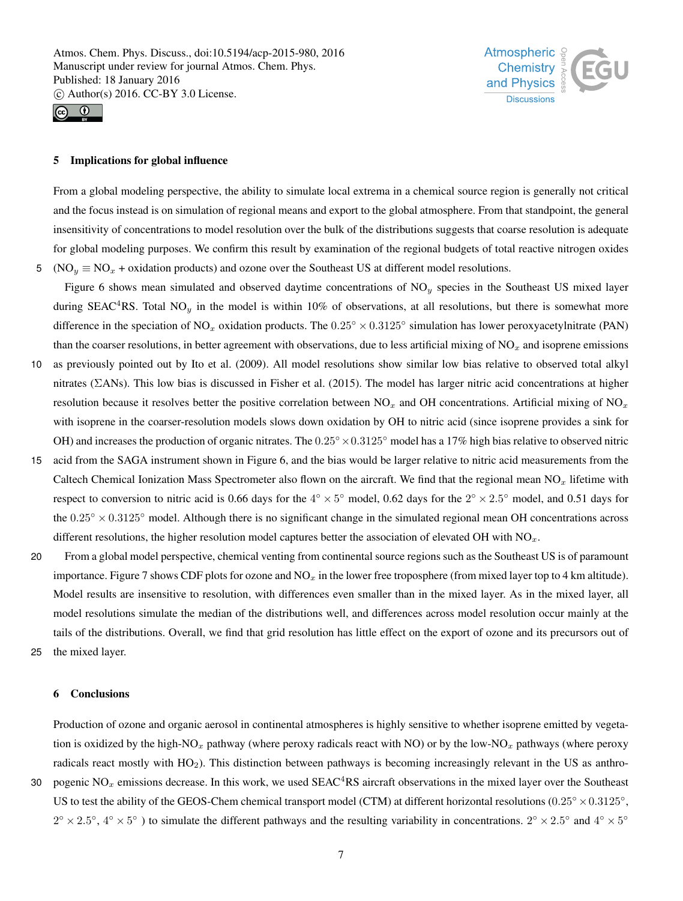## 5 Implications for global influence

From a global modeling perspective, the ability to simulate local extrema in a chemical source region is generally not critical and the focus instead is on simulation of regional means and export to the global atmosphere. From that standpoint, the general insensitivity of concentrations to model resolution over the bulk of the distributions suggests that coarse resolution is adequate for global modeling purposes. We confirm this result by examination of the regional budgets of total reactive nitrogen oxides ($NO_y \equiv NO_x$ + oxidation products) and ozone over the Southeast US at different model resolutions.

Figure 6 shows mean simulated and observed daytime concentrations of $NO_y$ species in the Southeast US mixed layer during SEAC$^4$RS. Total $NO_y$ in the model is within 10% of observations, at all resolutions, but there is somewhat more difference in the speciation of $NO_x$ oxidation products. The $0.25° \times 0.3125°$ simulation has lower peroxyacetylnitrate (PAN) than the coarser resolutions, in better agreement with observations, due to less artificial mixing of $NO_x$ and isoprene emissions as previously pointed out by Ito et al. (2009). All model resolutions show similar low bias relative to observed total alkyl nitrates ($\Sigma$ANs). This low bias is discussed in Fisher et al. (2015). The model has larger nitric acid concentrations at higher resolution because it resolves better the positive correlation between $NO_x$ and OH concentrations. Artificial mixing of $NO_x$ with isoprene in the coarser-resolution models slows down oxidation by OH to nitric acid (since isoprene provides a sink for OH) and increases the production of organic nitrates. The $0.25° \times 0.3125°$ model has a 17% high bias relative to observed nitric acid from the SAGA instrument shown in Figure 6, and the bias would be larger relative to nitric acid measurements from the Caltech Chemical Ionization Mass Spectrometer also flown on the aircraft. We find that the regional mean $NO_x$ lifetime with respect to conversion to nitric acid is 0.66 days for the $4° \times 5°$ model, 0.62 days for the $2° \times 2.5°$ model, and 0.51 days for the $0.25° \times 0.3125°$ model. Although there is no significant change in the simulated regional mean OH concentrations across different resolutions, the higher resolution model captures better the association of elevated OH with $NO_x$.

From a global model perspective, chemical venting from continental source regions such as the Southeast US is of paramount importance. Figure 7 shows CDF plots for ozone and $NO_x$ in the lower free troposphere (from mixed layer top to 4 km altitude). Model results are insensitive to resolution, with differences even smaller than in the mixed layer. As in the mixed layer, all model resolutions simulate the median of the distributions well, and differences across model resolution occur mainly at the tails of the distributions. Overall, we find that grid resolution has little effect on the export of ozone and its precursors out of the mixed layer.

## 6 Conclusions

Production of ozone and organic aerosol in continental atmospheres is highly sensitive to whether isoprene emitted by vegetation is oxidized by the high-$NO_x$ pathway (where peroxy radicals react with NO) or by the low-$NO_x$ pathways (where peroxy radicals react mostly with $HO_2$). This distinction between pathways is becoming increasingly relevant in the US as anthropogenic $NO_x$ emissions decrease. In this work, we used SEAC$^4$RS aircraft observations in the mixed layer over the Southeast US to test the ability of the GEOS-Chem chemical transport model (CTM) at different horizontal resolutions ($0.25° \times 0.3125°$, $2° \times 2.5°$, $4° \times 5°$ ) to simulate the different pathways and the resulting variability in concentrations. $2° \times 2.5°$ and $4° \times 5°$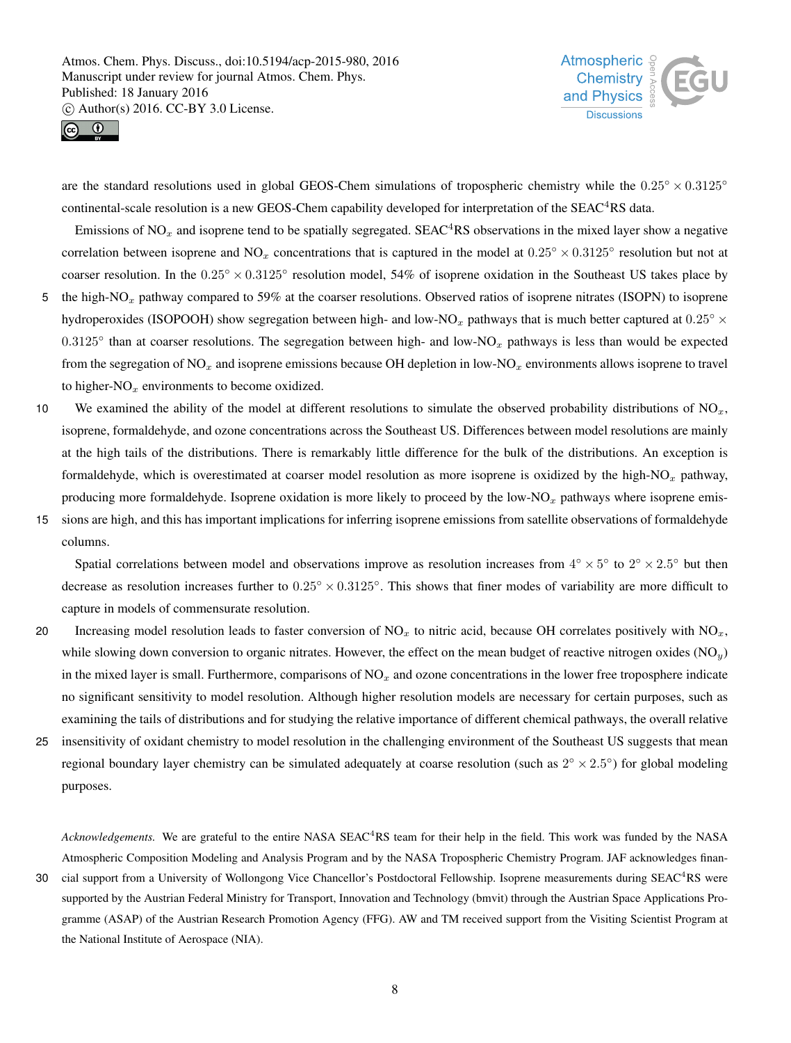are the standard resolutions used in global GEOS-Chem simulations of tropospheric chemistry while the $0.25^\circ \times 0.3125^\circ$ continental-scale resolution is a new GEOS-Chem capability developed for interpretation of the SEAC$^4$RS data.

Emissions of $NO_x$ and isoprene tend to be spatially segregated. SEAC$^4$RS observations in the mixed layer show a negative correlation between isoprene and $NO_x$ concentrations that is captured in the model at $0.25^\circ \times 0.3125^\circ$ resolution but not at coarser resolution. In the $0.25^\circ \times 0.3125^\circ$ resolution model, 54% of isoprene oxidation in the Southeast US takes place by the high-$NO_x$ pathway compared to 59% at the coarser resolutions. Observed ratios of isoprene nitrates (ISOPN) to isoprene hydroperoxides (ISOPOOH) show segregation between high- and low-$NO_x$ pathways that is much better captured at $0.25^\circ \times 0.3125^\circ$ than at coarser resolutions. The segregation between high- and low-$NO_x$ pathways is less than would be expected from the segregation of $NO_x$ and isoprene emissions because OH depletion in low-$NO_x$ environments allows isoprene to travel to higher-$NO_x$ environments to become oxidized.

We examined the ability of the model at different resolutions to simulate the observed probability distributions of $NO_x$, isoprene, formaldehyde, and ozone concentrations across the Southeast US. Differences between model resolutions are mainly at the high tails of the distributions. There is remarkably little difference for the bulk of the distributions. An exception is formaldehyde, which is overestimated at coarser model resolution as more isoprene is oxidized by the high-$NO_x$ pathway, producing more formaldehyde. Isoprene oxidation is more likely to proceed by the low-$NO_x$ pathways where isoprene emissions are high, and this has important implications for inferring isoprene emissions from satellite observations of formaldehyde columns.

Spatial correlations between model and observations improve as resolution increases from $4^\circ \times 5^\circ$ to $2^\circ \times 2.5^\circ$ but then decrease as resolution increases further to $0.25^\circ \times 0.3125^\circ$. This shows that finer modes of variability are more difficult to capture in models of commensurate resolution.

Increasing model resolution leads to faster conversion of $NO_x$ to nitric acid, because OH correlates positively with $NO_x$, while slowing down conversion to organic nitrates. However, the effect on the mean budget of reactive nitrogen oxides ($NO_y$) in the mixed layer is small. Furthermore, comparisons of $NO_x$ and ozone concentrations in the lower free troposphere indicate no significant sensitivity to model resolution. Although higher resolution models are necessary for certain purposes, such as examining the tails of distributions and for studying the relative importance of different chemical pathways, the overall relative insensitivity of oxidant chemistry to model resolution in the challenging environment of the Southeast US suggests that mean regional boundary layer chemistry can be simulated adequately at coarse resolution (such as $2^\circ \times 2.5^\circ$) for global modeling purposes.

*Acknowledgements.* We are grateful to the entire NASA SEAC$^4$RS team for their help in the field. This work was funded by the NASA Atmospheric Composition Modeling and Analysis Program and by the NASA Tropospheric Chemistry Program. JAF acknowledges financial support from a University of Wollongong Vice Chancellor's Postdoctoral Fellowship. Isoprene measurements during SEAC$^4$RS were supported by the Austrian Federal Ministry for Transport, Innovation and Technology (bmvit) through the Austrian Space Applications Programme (ASAP) of the Austrian Research Promotion Agency (FFG). AW and TM received support from the Visiting Scientist Program at the National Institute of Aerospace (NIA).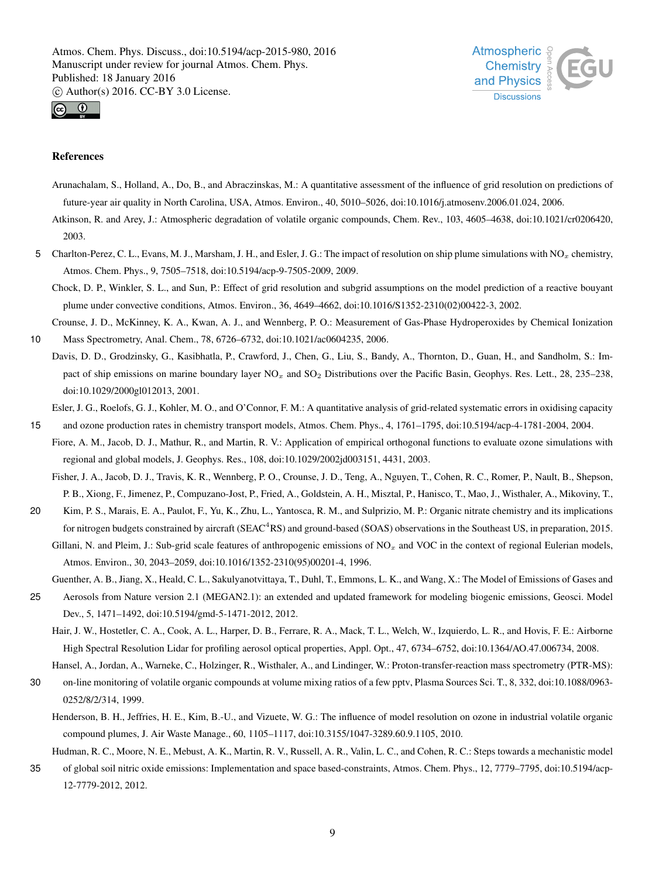## References

Arunachalam, S., Holland, A., Do, B., and Abraczinskas, M.: A quantitative assessment of the influence of grid resolution on predictions of future-year air quality in North Carolina, USA, Atmos. Environ., 40, 5010–5026, doi:10.1016/j.atmosenv.2006.01.024, 2006.

Atkinson, R. and Arey, J.: Atmospheric degradation of volatile organic compounds, Chem. Rev., 103, 4605–4638, doi:10.1021/cr0206420, 2003.

Charlton-Perez, C. L., Evans, M. J., Marsham, J. H., and Esler, J. G.: The impact of resolution on ship plume simulations with $NO_x$ chemistry, Atmos. Chem. Phys., 9, 7505–7518, doi:10.5194/acp-9-7505-2009, 2009.

Chock, D. P., Winkler, S. L., and Sun, P.: Effect of grid resolution and subgrid assumptions on the model prediction of a reactive bouyant plume under convective conditions, Atmos. Environ., 36, 4649–4662, doi:10.1016/S1352-2310(02)00422-3, 2002.

Crounse, J. D., McKinney, K. A., Kwan, A. J., and Wennberg, P. O.: Measurement of Gas-Phase Hydroperoxides by Chemical Ionization Mass Spectrometry, Anal. Chem., 78, 6726–6732, doi:10.1021/ac0604235, 2006.

Davis, D. D., Grodzinsky, G., Kasibhatla, P., Crawford, J., Chen, G., Liu, S., Bandy, A., Thornton, D., Guan, H., and Sandholm, S.: Impact of ship emissions on marine boundary layer $NO_x$ and $SO_2$ Distributions over the Pacific Basin, Geophys. Res. Lett., 28, 235–238, doi:10.1029/2000gl012013, 2001.

Esler, J. G., Roelofs, G. J., Kohler, M. O., and O'Connor, F. M.: A quantitative analysis of grid-related systematic errors in oxidising capacity and ozone production rates in chemistry transport models, Atmos. Chem. Phys., 4, 1761–1795, doi:10.5194/acp-4-1781-2004, 2004.

Fiore, A. M., Jacob, D. J., Mathur, R., and Martin, R. V.: Application of empirical orthogonal functions to evaluate ozone simulations with regional and global models, J. Geophys. Res., 108, doi:10.1029/2002jd003151, 4431, 2003.

Fisher, J. A., Jacob, D. J., Travis, K. R., Wennberg, P. O., Crounse, J. D., Teng, A., Nguyen, T., Cohen, R. C., Romer, P., Nault, B., Shepson, P. B., Xiong, F., Jimenez, P., Compuzano-Jost, P., Fried, A., Goldstein, A. H., Misztal, P., Hanisco, T., Mao, J., Wisthaler, A., Mikoviny, T., Kim, P. S., Marais, E. A., Paulot, F., Yu, K., Zhu, L., Yantosca, R. M., and Sulprizio, M. P.: Organic nitrate chemistry and its implications for nitrogen budgets constrained by aircraft ($SEAC^4RS$) and ground-based (SOAS) observations in the Southeast US, in preparation, 2015.

Gillani, N. and Pleim, J.: Sub-grid scale features of anthropogenic emissions of $NO_x$ and VOC in the context of regional Eulerian models, Atmos. Environ., 30, 2043–2059, doi:10.1016/1352-2310(95)00201-4, 1996.

Guenther, A. B., Jiang, X., Heald, C. L., Sakulyanotvittaya, T., Duhl, T., Emmons, L. K., and Wang, X.: The Model of Emissions of Gases and Aerosols from Nature version 2.1 (MEGAN2.1): an extended and updated framework for modeling biogenic emissions, Geosci. Model Dev., 5, 1471–1492, doi:10.5194/gmd-5-1471-2012, 2012.

Hair, J. W., Hostetler, C. A., Cook, A. L., Harper, D. B., Ferrare, R. A., Mack, T. L., Welch, W., Izquierdo, L. R., and Hovis, F. E.: Airborne High Spectral Resolution Lidar for profiling aerosol optical properties, Appl. Opt., 47, 6734–6752, doi:10.1364/AO.47.006734, 2008.

Hansel, A., Jordan, A., Warneke, C., Holzinger, R., Wisthaler, A., and Lindinger, W.: Proton-transfer-reaction mass spectrometry (PTR-MS): on-line monitoring of volatile organic compounds at volume mixing ratios of a few pptv, Plasma Sources Sci. T., 8, 332, doi:10.1088/0963-0252/8/2/314, 1999.

Henderson, B. H., Jeffries, H. E., Kim, B.-U., and Vizuete, W. G.: The influence of model resolution on ozone in industrial volatile organic compound plumes, J. Air Waste Manage., 60, 1105–1117, doi:10.3155/1047-3289.60.9.1105, 2010.

Hudman, R. C., Moore, N. E., Mebust, A. K., Martin, R. V., Russell, A. R., Valin, L. C., and Cohen, R. C.: Steps towards a mechanistic model of global soil nitric oxide emissions: Implementation and space based-constraints, Atmos. Chem. Phys., 12, 7779–7795, doi:10.5194/acp-12-7779-2012, 2012.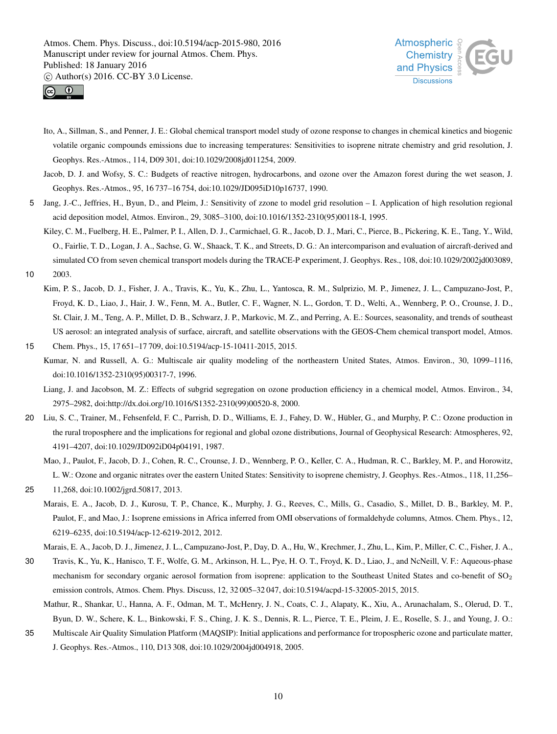Ito, A., Sillman, S., and Penner, J. E.: Global chemical transport model study of ozone response to changes in chemical kinetics and biogenic volatile organic compounds emissions due to increasing temperatures: Sensitivities to isoprene nitrate chemistry and grid resolution, J. Geophys. Res.-Atmos., 114, D09 301, doi:10.1029/2008jd011254, 2009.

Jacob, D. J. and Wofsy, S. C.: Budgets of reactive nitrogen, hydrocarbons, and ozone over the Amazon forest during the wet season, J. Geophys. Res.-Atmos., 95, 16 737–16 754, doi:10.1029/JD095iD10p16737, 1990.

Jang, J.-C., Jeffries, H., Byun, D., and Pleim, J.: Sensitivity of zzone to model grid resolution – I. Application of high resolution regional acid deposition model, Atmos. Environ., 29, 3085–3100, doi:10.1016/1352-2310(95)00118-I, 1995.

Kiley, C. M., Fuelberg, H. E., Palmer, P. I., Allen, D. J., Carmichael, G. R., Jacob, D. J., Mari, C., Pierce, B., Pickering, K. E., Tang, Y., Wild, O., Fairlie, T. D., Logan, J. A., Sachse, G. W., Shaack, T. K., and Streets, D. G.: An intercomparison and evaluation of aircraft-derived and simulated CO from seven chemical transport models during the TRACE-P experiment, J. Geophys. Res., 108, doi:10.1029/2002jd003089, 2003.

Kim, P. S., Jacob, D. J., Fisher, J. A., Travis, K., Yu, K., Zhu, L., Yantosca, R. M., Sulprizio, M. P., Jimenez, J. L., Campuzano-Jost, P., Froyd, K. D., Liao, J., Hair, J. W., Fenn, M. A., Butler, C. F., Wagner, N. L., Gordon, T. D., Welti, A., Wennberg, P. O., Crounse, J. D., St. Clair, J. M., Teng, A. P., Millet, D. B., Schwarz, J. P., Markovic, M. Z., and Perring, A. E.: Sources, seasonality, and trends of southeast US aerosol: an integrated analysis of surface, aircraft, and satellite observations with the GEOS-Chem chemical transport model, Atmos. Chem. Phys., 15, 17 651–17 709, doi:10.5194/acp-15-10411-2015, 2015.

Kumar, N. and Russell, A. G.: Multiscale air quality modeling of the northeastern United States, Atmos. Environ., 30, 1099–1116, doi:10.1016/1352-2310(95)00317-7, 1996.

Liang, J. and Jacobson, M. Z.: Effects of subgrid segregation on ozone production efficiency in a chemical model, Atmos. Environ., 34, 2975–2982, doi:http://dx.doi.org/10.1016/S1352-2310(99)00520-8, 2000.

Liu, S. C., Trainer, M., Fehsenfeld, F. C., Parrish, D. D., Williams, E. J., Fahey, D. W., Hübler, G., and Murphy, P. C.: Ozone production in the rural troposphere and the implications for regional and global ozone distributions, Journal of Geophysical Research: Atmospheres, 92, 4191–4207, doi:10.1029/JD092iD04p04191, 1987.

Mao, J., Paulot, F., Jacob, D. J., Cohen, R. C., Crounse, J. D., Wennberg, P. O., Keller, C. A., Hudman, R. C., Barkley, M. P., and Horowitz, L. W.: Ozone and organic nitrates over the eastern United States: Sensitivity to isoprene chemistry, J. Geophys. Res.-Atmos., 118, 11,256–11,268, doi:10.1002/jgrd.50817, 2013.

Marais, E. A., Jacob, D. J., Kurosu, T. P., Chance, K., Murphy, J. G., Reeves, C., Mills, G., Casadio, S., Millet, D. B., Barkley, M. P., Paulot, F., and Mao, J.: Isoprene emissions in Africa inferred from OMI observations of formaldehyde columns, Atmos. Chem. Phys., 12, 6219–6235, doi:10.5194/acp-12-6219-2012, 2012.

Marais, E. A., Jacob, D. J., Jimenez, J. L., Campuzano-Jost, P., Day, D. A., Hu, W., Krechmer, J., Zhu, L., Kim, P., Miller, C. C., Fisher, J. A., Travis, K., Yu, K., Hanisco, T. F., Wolfe, G. M., Arkinson, H. L., Pye, H. O. T., Froyd, K. D., Liao, J., and NcNeill, V. F.: Aqueous-phase mechanism for secondary organic aerosol formation from isoprene: application to the Southeast United States and co-benefit of $SO_2$ emission controls, Atmos. Chem. Phys. Discuss, 12, 32 005–32 047, doi:10.5194/acpd-15-32005-2015, 2015.

Mathur, R., Shankar, U., Hanna, A. F., Odman, M. T., McHenry, J. N., Coats, C. J., Alapaty, K., Xiu, A., Arunachalam, S., Olerud, D. T., Byun, D. W., Schere, K. L., Binkowski, F. S., Ching, J. K. S., Dennis, R. L., Pierce, T. E., Pleim, J. E., Roselle, S. J., and Young, J. O.: Multiscale Air Quality Simulation Platform (MAQSIP): Initial applications and performance for tropospheric ozone and particulate matter, J. Geophys. Res.-Atmos., 110, D13 308, doi:10.1029/2004jd004918, 2005.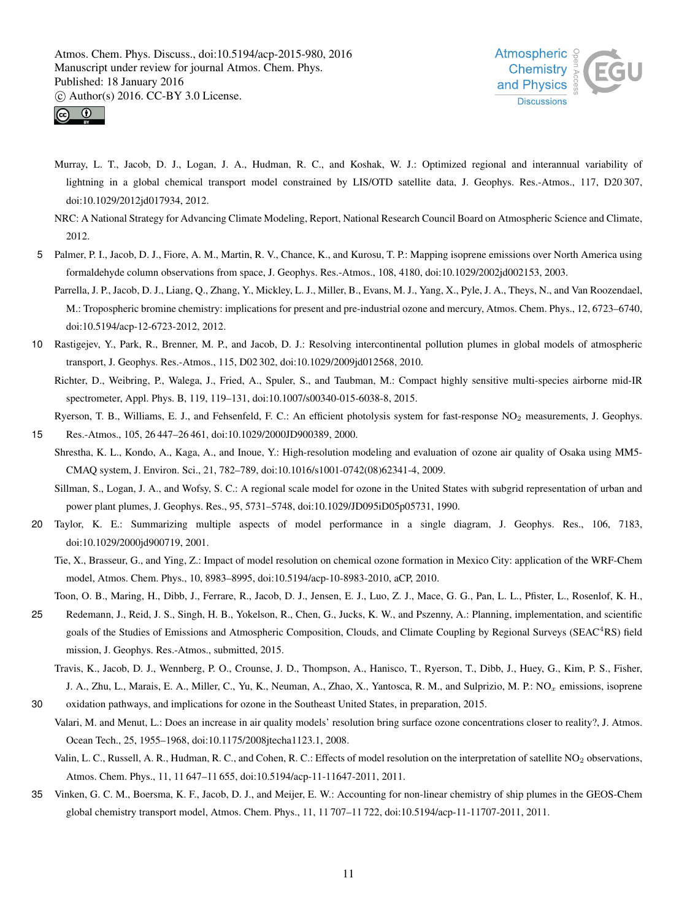Murray, L. T., Jacob, D. J., Logan, J. A., Hudman, R. C., and Koshak, W. J.: Optimized regional and interannual variability of lightning in a global chemical transport model constrained by LIS/OTD satellite data, J. Geophys. Res.-Atmos., 117, D20 307, doi:10.1029/2012jd017934, 2012.

NRC: A National Strategy for Advancing Climate Modeling, Report, National Research Council Board on Atmospheric Science and Climate, 2012.

Palmer, P. I., Jacob, D. J., Fiore, A. M., Martin, R. V., Chance, K., and Kurosu, T. P.: Mapping isoprene emissions over North America using formaldehyde column observations from space, J. Geophys. Res.-Atmos., 108, 4180, doi:10.1029/2002jd002153, 2003.

Parrella, J. P., Jacob, D. J., Liang, Q., Zhang, Y., Mickley, L. J., Miller, B., Evans, M. J., Yang, X., Pyle, J. A., Theys, N., and Van Roozendael, M.: Tropospheric bromine chemistry: implications for present and pre-industrial ozone and mercury, Atmos. Chem. Phys., 12, 6723–6740, doi:10.5194/acp-12-6723-2012, 2012.

Rastigejev, Y., Park, R., Brenner, M. P., and Jacob, D. J.: Resolving intercontinental pollution plumes in global models of atmospheric transport, J. Geophys. Res.-Atmos., 115, D02 302, doi:10.1029/2009jd012568, 2010.

Richter, D., Weibring, P., Walega, J., Fried, A., Spuler, S., and Taubman, M.: Compact highly sensitive multi-species airborne mid-IR spectrometer, Appl. Phys. B, 119, 119–131, doi:10.1007/s00340-015-6038-8, 2015.

Ryerson, T. B., Williams, E. J., and Fehsenfeld, F. C.: An efficient photolysis system for fast-response $NO_2$ measurements, J. Geophys. Res.-Atmos., 105, 26 447–26 461, doi:10.1029/2000JD900389, 2000.

Shrestha, K. L., Kondo, A., Kaga, A., and Inoue, Y.: High-resolution modeling and evaluation of ozone air quality of Osaka using MM5-CMAQ system, J. Environ. Sci., 21, 782–789, doi:10.1016/s1001-0742(08)62341-4, 2009.

Sillman, S., Logan, J. A., and Wofsy, S. C.: A regional scale model for ozone in the United States with subgrid representation of urban and power plant plumes, J. Geophys. Res., 95, 5731–5748, doi:10.1029/JD095iD05p05731, 1990.

Taylor, K. E.: Summarizing multiple aspects of model performance in a single diagram, J. Geophys. Res., 106, 7183, doi:10.1029/2000jd900719, 2001.

Tie, X., Brasseur, G., and Ying, Z.: Impact of model resolution on chemical ozone formation in Mexico City: application of the WRF-Chem model, Atmos. Chem. Phys., 10, 8983–8995, doi:10.5194/acp-10-8983-2010, aCP, 2010.

Toon, O. B., Maring, H., Dibb, J., Ferrare, R., Jacob, D. J., Jensen, E. J., Luo, Z. J., Mace, G. G., Pan, L. L., Pfister, L., Rosenlof, K. H., Redemann, J., Reid, J. S., Singh, H. B., Yokelson, R., Chen, G., Jucks, K. W., and Pszenny, A.: Planning, implementation, and scientific goals of the Studies of Emissions and Atmospheric Composition, Clouds, and Climate Coupling by Regional Surveys ($SEAC^4RS$) field mission, J. Geophys. Res.-Atmos., submitted, 2015.

Travis, K., Jacob, D. J., Wennberg, P. O., Crounse, J. D., Thompson, A., Hanisco, T., Ryerson, T., Dibb, J., Huey, G., Kim, P. S., Fisher, J. A., Zhu, L., Marais, E. A., Miller, C., Yu, K., Neuman, A., Zhao, X., Yantosca, R. M., and Sulprizio, M. P.: $NO_x$ emissions, isoprene oxidation pathways, and implications for ozone in the Southeast United States, in preparation, 2015.

Valari, M. and Menut, L.: Does an increase in air quality models' resolution bring surface ozone concentrations closer to reality?, J. Atmos. Ocean Tech., 25, 1955–1968, doi:10.1175/2008jtecha1123.1, 2008.

Valin, L. C., Russell, A. R., Hudman, R. C., and Cohen, R. C.: Effects of model resolution on the interpretation of satellite $NO_2$ observations, Atmos. Chem. Phys., 11, 11 647–11 655, doi:10.5194/acp-11-11647-2011, 2011.

Vinken, G. C. M., Boersma, K. F., Jacob, D. J., and Meijer, E. W.: Accounting for non-linear chemistry of ship plumes in the GEOS-Chem global chemistry transport model, Atmos. Chem. Phys., 11, 11 707–11 722, doi:10.5194/acp-11-11707-2011, 2011.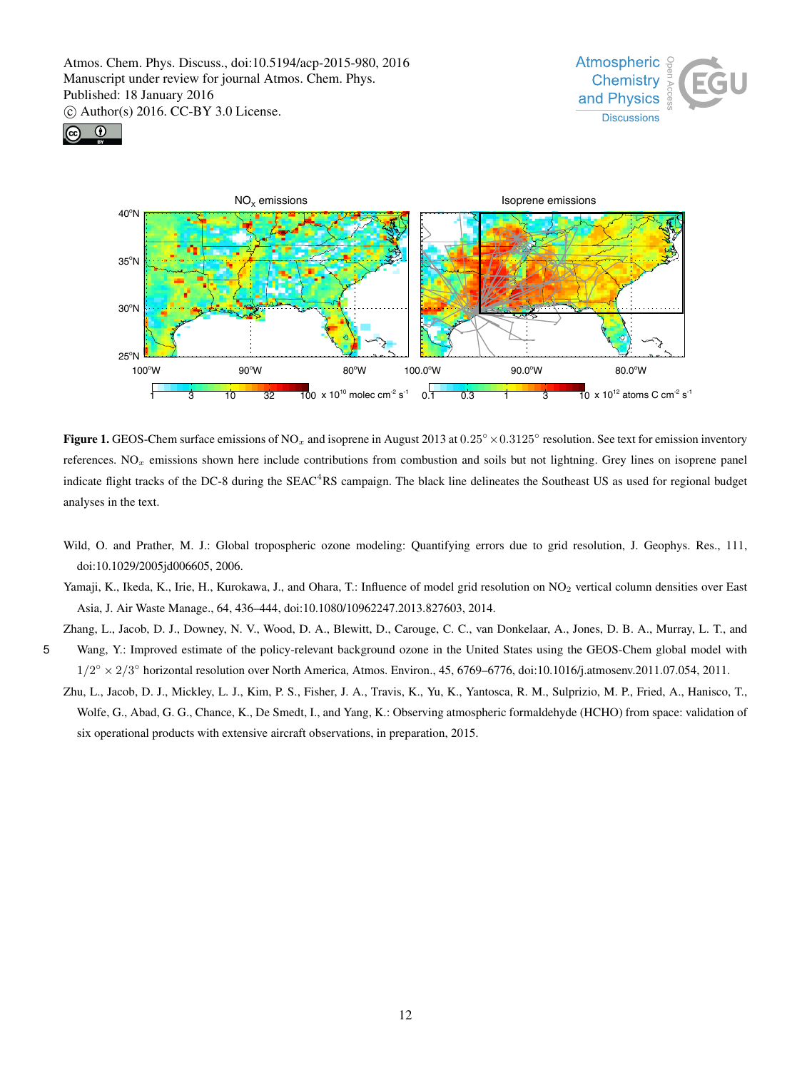**Figure 1.** GEOS-Chem surface emissions of $NO_x$ and isoprene in August 2013 at $0.25° \times 0.3125°$ resolution. See text for emission inventory references. $NO_x$ emissions shown here include contributions from combustion and soils but not lightning. Grey lines on isoprene panel indicate flight tracks of the DC-8 during the SEAC$^4$RS campaign. The black line delineates the Southeast US as used for regional budget analyses in the text.

Wild, O. and Prather, M. J.: Global tropospheric ozone modeling: Quantifying errors due to grid resolution, J. Geophys. Res., 111, doi:10.1029/2005jd006605, 2006.

Yamaji, K., Ikeda, K., Irie, H., Kurokawa, J., and Ohara, T.: Influence of model grid resolution on $NO_2$ vertical column densities over East Asia, J. Air Waste Manage., 64, 436–444, doi:10.1080/10962247.2013.827603, 2014.

Zhang, L., Jacob, D. J., Downey, N. V., Wood, D. A., Blewitt, D., Carouge, C. C., van Donkelaar, A., Jones, D. B. A., Murray, L. T., and Wang, Y.: Improved estimate of the policy-relevant background ozone in the United States using the GEOS-Chem global model with $1/2° \times 2/3°$ horizontal resolution over North America, Atmos. Environ., 45, 6769–6776, doi:10.1016/j.atmosenv.2011.07.054, 2011.

Zhu, L., Jacob, D. J., Mickley, L. J., Kim, P. S., Fisher, J. A., Travis, K., Yu, K., Yantosca, R. M., Sulprizio, M. P., Fried, A., Hanisco, T., Wolfe, G., Abad, G. G., Chance, K., De Smedt, I., and Yang, K.: Observing atmospheric formaldehyde (HCHO) from space: validation of six operational products with extensive aircraft observations, in preparation, 2015.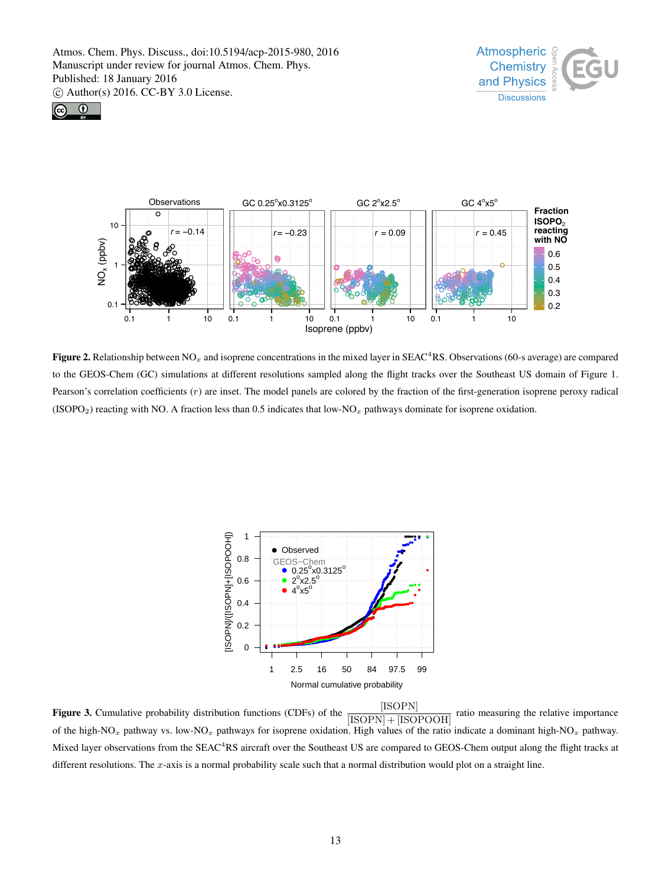**Figure 2.** Relationship between $NO_x$ and isoprene concentrations in the mixed layer in SEAC$^4$RS. Observations (60-s average) are compared to the GEOS-Chem (GC) simulations at different resolutions sampled along the flight tracks over the Southeast US domain of Figure 1. Pearson's correlation coefficients ($r$) are inset. The model panels are colored by the fraction of the first-generation isoprene peroxy radical ($ISOPO_2$) reacting with NO. A fraction less than 0.5 indicates that low-$NO_x$ pathways dominate for isoprene oxidation.

**Figure 3.** Cumulative probability distribution functions (CDFs) of the $\frac{[ISOPN]}{[ISOPN]+[ISOPOOH]}$ ratio measuring the relative importance of the high-$NO_x$ pathway vs. low-$NO_x$ pathways for isoprene oxidation. High values of the ratio indicate a dominant high-$NO_x$ pathway. Mixed layer observations from the SEAC$^4$RS aircraft over the Southeast US are compared to GEOS-Chem output along the flight tracks at different resolutions. The $x$-axis is a normal probability scale such that a normal distribution would plot on a straight line.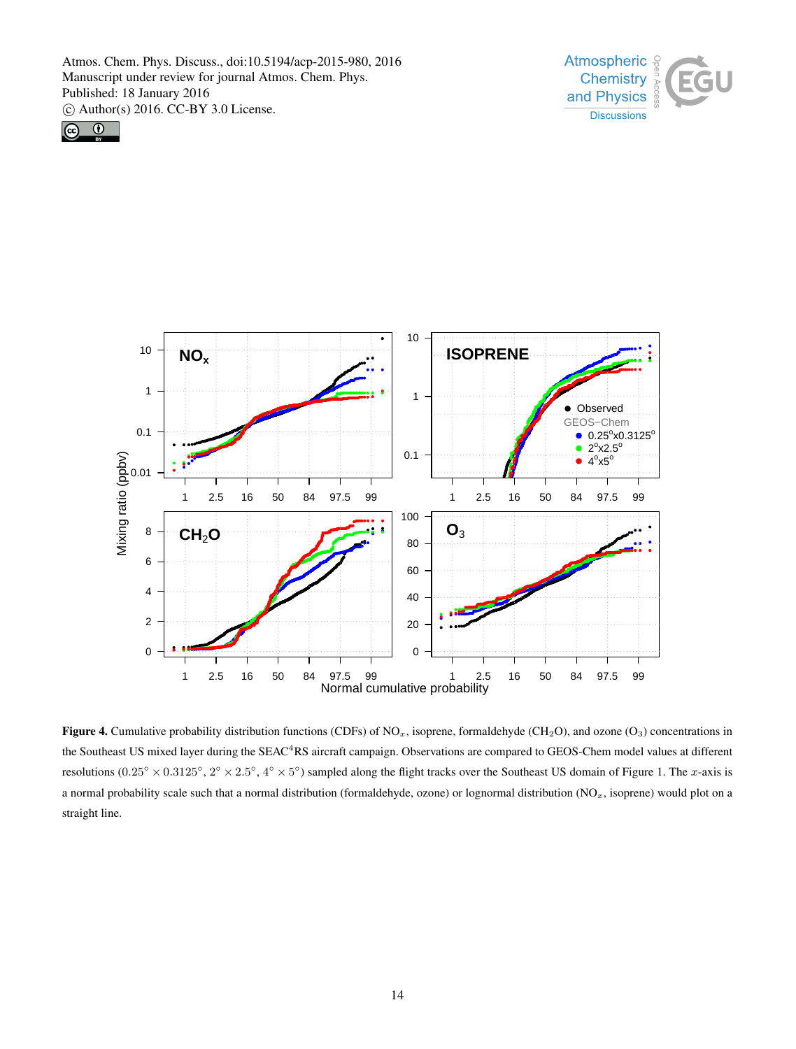**Figure 4.** Cumulative probability distribution functions (CDFs) of $NO_x$, isoprene, formaldehyde ($CH_2O$), and ozone ($O_3$) concentrations in the Southeast US mixed layer during the SEAC[4]RS aircraft campaign. Observations are compared to GEOS-Chem model values at different resolutions ($0.25° \times 0.3125°$, $2° \times 2.5°$, $4° \times 5°$) sampled along the flight tracks over the Southeast US domain of Figure 1. The $x$-axis is a normal probability scale such that a normal distribution (formaldehyde, ozone) or lognormal distribution ($NO_x$, isoprene) would plot on a straight line.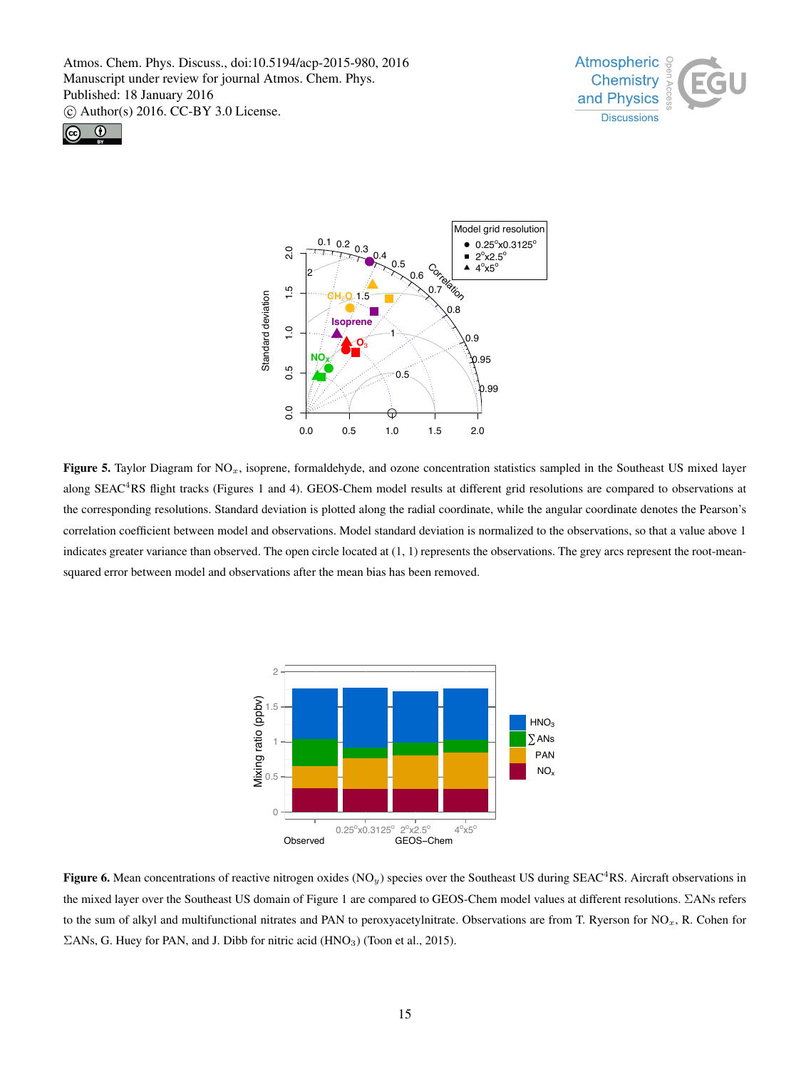**Figure 5.** Taylor Diagram for $NO_x$, isoprene, formaldehyde, and ozone concentration statistics sampled in the Southeast US mixed layer along SEAC[4]RS flight tracks (Figures 1 and 4). GEOS-Chem model results at different grid resolutions are compared to observations at the corresponding resolutions. Standard deviation is plotted along the radial coordinate, while the angular coordinate denotes the Pearson's correlation coefficient between model and observations. Model standard deviation is normalized to the observations, so that a value above 1 indicates greater variance than observed. The open circle located at (1, 1) represents the observations. The grey arcs represent the root-mean-squared error between model and observations after the mean bias has been removed.

**Figure 6.** Mean concentrations of reactive nitrogen oxides ($NO_y$) species over the Southeast US during SEAC[4]RS. Aircraft observations in the mixed layer over the Southeast US domain of Figure 1 are compared to GEOS-Chem model values at different resolutions. ΣANs refers to the sum of alkyl and multifunctional nitrates and PAN to peroxyacetylnitrate. Observations are from T. Ryerson for $NO_x$, R. Cohen for ΣANs, G. Huey for PAN, and J. Dibb for nitric acid ($HNO_3$) (Toon et al., 2015).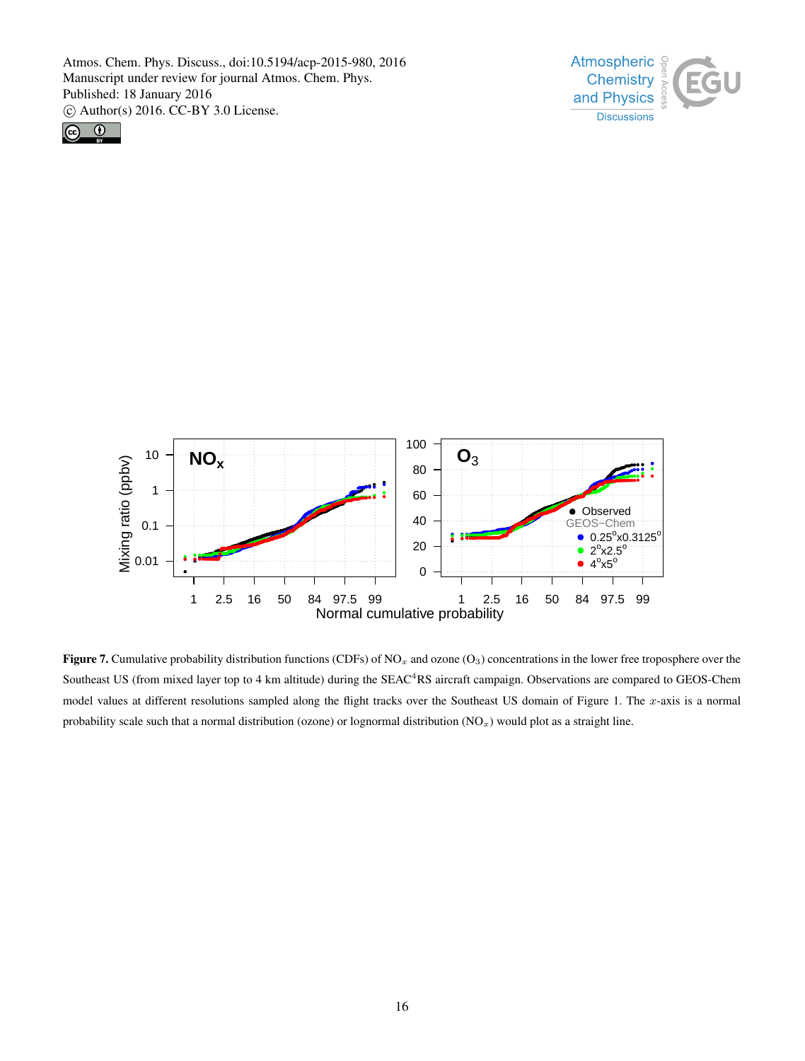NOx

O3

Mixing ratio (ppbv)

10

1

0.1

0.01

100

80

60

40

20

0

1 2.5 16 50 84 97.5 99

1 2.5 16 50 84 97.5 99

Normal cumulative probability

Observed

GEOS−Chem

0.25°x0.3125°

2°x2.5°

4°x5°

**Figure 7.** Cumulative probability distribution functions (CDFs) of $NO_x$ and ozone ($O_3$) concentrations in the lower free troposphere over the Southeast US (from mixed layer top to 4 km altitude) during the SEAC$^4$RS aircraft campaign. Observations are compared to GEOS-Chem model values at different resolutions sampled along the flight tracks over the Southeast US domain of Figure 1. The $x$-axis is a normal probability scale such that a normal distribution (ozone) or lognormal distribution ($NO_x$) would plot as a straight line.